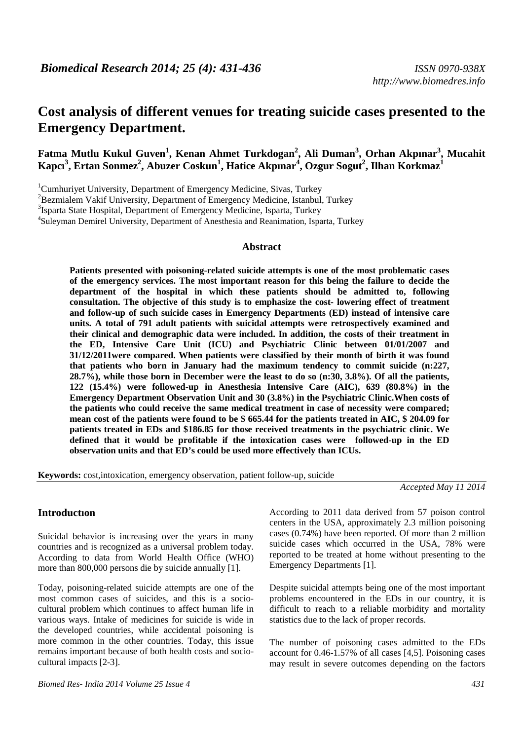# Cost analysis of different venues for treating suicide cases presented to the Emergency Department.

**Fatma Mutlu Kukul Guven[1], Kenan Ahmet Turkdogan[2], Ali Duman[3], Orhan Akpınar[3], Mucahit Kapcı[3], Ertan Sonmez[2], Abuzer Coskun[1], Hatice Akpınar[4], Ozgur Sogut[2], Ilhan Korkmaz[1]**

[1]Cumhuriyet University, Department of Emergency Medicine, Sivas, Turkey
[2]Bezmialem Vakif University, Department of Emergency Medicine, Istanbul, Turkey
[3]Isparta State Hospital, Department of Emergency Medicine, Isparta, Turkey
[4]Suleyman Demirel University, Department of Anesthesia and Reanimation, Isparta, Turkey

## Abstract

**Patients presented with poisoning-related suicide attempts is one of the most problematic cases of the emergency services. The most important reason for this being the failure to decide the department of the hospital in which these patients should be admitted to, following consultation. The objective of this study is to emphasize the cost- lowering effect of treatment and follow-up of such suicide cases in Emergency Departments (ED) instead of intensive care units. A total of 791 adult patients with suicidal attempts were retrospectively examined and their clinical and demographic data were included. In addition, the costs of their treatment in the ED, Intensive Care Unit (ICU) and Psychiatric Clinic between 01/01/2007 and 31/12/2011were compared. When patients were classified by their month of birth it was found that patients who born in January had the maximum tendency to commit suicide (n:227, 28.7%), while those born in December were the least to do so (n:30, 3.8%). Of all the patients, 122 (15.4%) were followed-up in Anesthesia Intensive Care (AIC), 639 (80.8%) in the Emergency Department Observation Unit and 30 (3.8%) in the Psychiatric Clinic.When costs of the patients who could receive the same medical treatment in case of necessity were compared; mean cost of the patients were found to be $ 665.44 for the patients treated in AIC, $ 204.09 for patients treated in EDs and $186.85 for those received treatments in the psychiatric clinic. We defined that it would be profitable if the intoxication cases were followed-up in the ED observation units and that ED's could be used more effectively than ICUs.**

**Keywords:** cost,intoxication, emergency observation, patient follow-up, suicide

*Accepted May 11 2014*

## Introductıon

Suicidal behavior is increasing over the years in many countries and is recognized as a universal problem today. According to data from World Health Office (WHO) more than 800,000 persons die by suicide annually [1].

Today, poisoning-related suicide attempts are one of the most common cases of suicides, and this is a socio-cultural problem which continues to affect human life in various ways. Intake of medicines for suicide is wide in the developed countries, while accidental poisoning is more common in the other countries. Today, this issue remains important because of both health costs and socio-cultural impacts [2-3].

According to 2011 data derived from 57 poison control centers in the USA, approximately 2.3 million poisoning cases (0.74%) have been reported. Of more than 2 million suicide cases which occurred in the USA, 78% were reported to be treated at home without presenting to the Emergency Departments [1].

Despite suicidal attempts being one of the most important problems encountered in the EDs in our country, it is difficult to reach to a reliable morbidity and mortality statistics due to the lack of proper records.

The number of poisoning cases admitted to the EDs account for 0.46-1.57% of all cases [4,5]. Poisoning cases may result in severe outcomes depending on the factors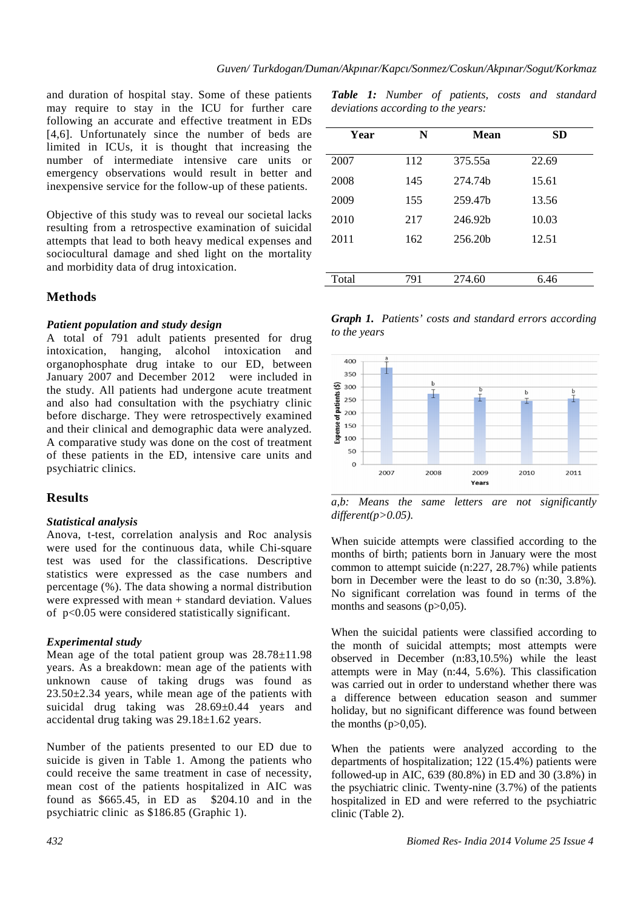and duration of hospital stay. Some of these patients may require to stay in the ICU for further care following an accurate and effective treatment in EDs [4,6]. Unfortunately since the number of beds are limited in ICUs, it is thought that increasing the number of intermediate intensive care units or emergency observations would result in better and inexpensive service for the follow-up of these patients.

Objective of this study was to reveal our societal lacks resulting from a retrospective examination of suicidal attempts that lead to both heavy medical expenses and sociocultural damage and shed light on the mortality and morbidity data of drug intoxication.

## Methods

### *Patient population and study design*

A total of 791 adult patients presented for drug intoxication, hanging, alcohol intoxication and organophosphate drug intake to our ED, between January 2007 and December 2012 were included in the study. All patients had undergone acute treatment and also had consultation with the psychiatry clinic before discharge. They were retrospectively examined and their clinical and demographic data were analyzed. A comparative study was done on the cost of treatment of these patients in the ED, intensive care units and psychiatric clinics.

## Results

### *Statistical analysis*

Anova, t-test, correlation analysis and Roc analysis were used for the continuous data, while Chi-square test was used for the classifications. Descriptive statistics were expressed as the case numbers and percentage (%). The data showing a normal distribution were expressed with mean + standard deviation. Values of $p<0.05$ were considered statistically significant.

### *Experimental study*

Mean age of the total patient group was 28.78±11.98 years. As a breakdown: mean age of the patients with unknown cause of taking drugs was found as 23.50±2.34 years, while mean age of the patients with suicidal drug taking was 28.69±0.44 years and accidental drug taking was 29.18±1.62 years.

Number of the patients presented to our ED due to suicide is given in Table 1. Among the patients who could receive the same treatment in case of necessity, mean cost of the patients hospitalized in AIC was found as $665.45, in ED as $204.10 and in the psychiatric clinic as $186.85 (Graphic 1).

***Table 1:*** *Number of patients, costs and standard deviations according to the years:*

| Year | N | Mean | SD |
|---|---|---|---|
| 2007 | 112 | 375.55a | 22.69 |
| 2008 | 145 | 274.74b | 15.61 |
| 2009 | 155 | 259.47b | 13.56 |
| 2010 | 217 | 246.92b | 10.03 |
| 2011 | 162 | 256.20b | 12.51 |
| Total | 791 | 274.60 | 6.46 |

***Graph 1.*** *Patients' costs and standard errors according to the years*

*a,b: Means the same letters are not significantly different(p>0.05).*

When suicide attempts were classified according to the months of birth; patients born in January were the most common to attempt suicide (n:227, 28.7%) while patients born in December were the least to do so (n:30, 3.8%). No significant correlation was found in terms of the months and seasons (p>0,05).

When the suicidal patients were classified according to the month of suicidal attempts; most attempts were observed in December (n:83,10.5%) while the least attempts were in May (n:44, 5.6%). This classification was carried out in order to understand whether there was a difference between education season and summer holiday, but no significant difference was found between the months (p>0,05).

When the patients were analyzed according to the departments of hospitalization; 122 (15.4%) patients were followed-up in AIC, 639 (80.8%) in ED and 30 (3.8%) in the psychiatric clinic. Twenty-nine (3.7%) of the patients hospitalized in ED and were referred to the psychiatric clinic (Table 2).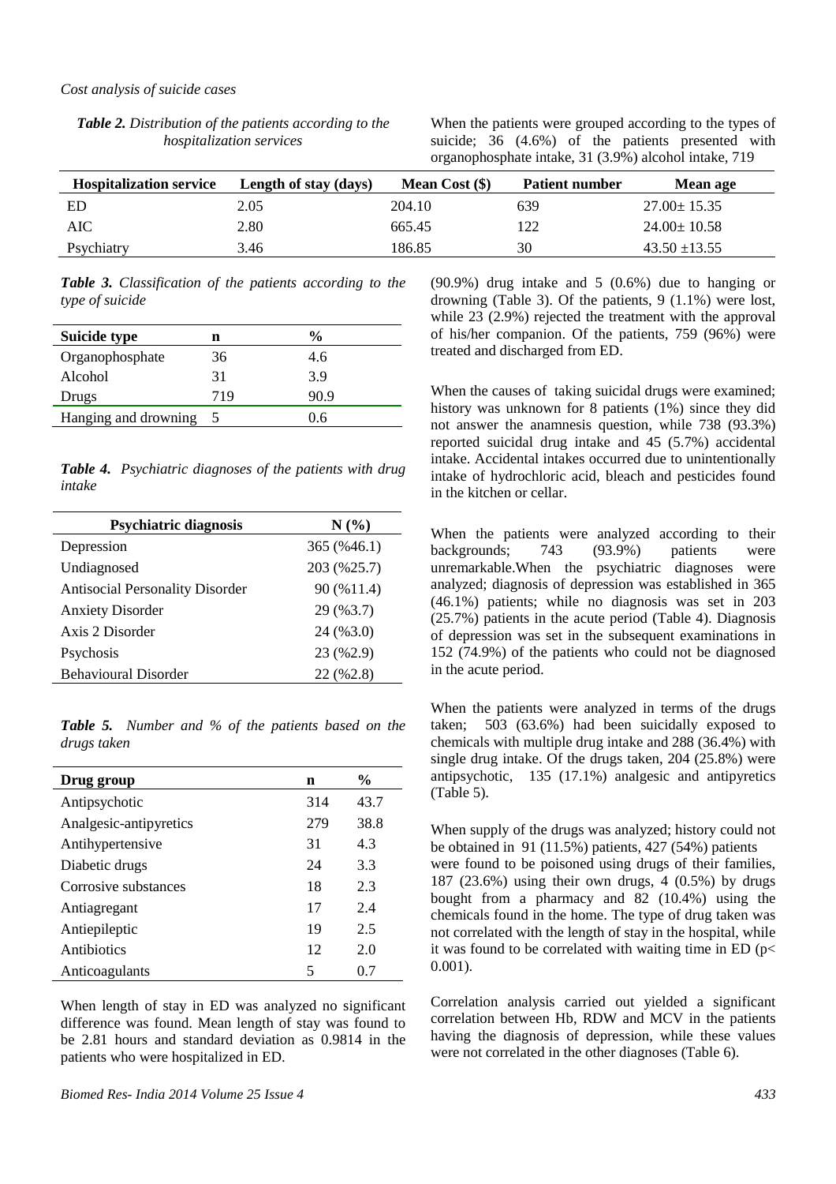*Cost analysis of suicide cases*

***Table 2.*** *Distribution of the patients according to the hospitalization services*

| Hospitalization service | Length of stay (days) | Mean Cost ($) | Patient number | Mean age |
|---|---|---|---|---|
| ED | 2.05 | 204.10 | 639 | 27.00± 15.35 |
| AIC | 2.80 | 665.45 | 122 | 24.00± 10.58 |
| Psychiatry | 3.46 | 186.85 | 30 | 43.50 ±13.55 |

***Table 3.*** *Classification of the patients according to the type of suicide*

| Suicide type | n | % |
|---|---|---|
| Organophosphate | 36 | 4.6 |
| Alcohol | 31 | 3.9 |
| Drugs | 719 | 90.9 |
| Hanging and drowning | 5 | 0.6 |

***Table 4.*** *Psychiatric diagnoses of the patients with drug intake*

| Psychiatric diagnosis | N (%) |
|---|---|
| Depression | 365 (%46.1) |
| Undiagnosed | 203 (%25.7) |
| Antisocial Personality Disorder | 90 (%11.4) |
| Anxiety Disorder | 29 (%3.7) |
| Axis 2 Disorder | 24 (%3.0) |
| Psychosis | 23 (%2.9) |
| Behavioural Disorder | 22 (%2.8) |

***Table 5.*** *Number and % of the patients based on the drugs taken*

| Drug group | n | % |
|---|---|---|
| Antipsychotic | 314 | 43.7 |
| Analgesic-antipyretics | 279 | 38.8 |
| Antihypertensive | 31 | 4.3 |
| Diabetic drugs | 24 | 3.3 |
| Corrosive substances | 18 | 2.3 |
| Antiagregant | 17 | 2.4 |
| Antiepileptic | 19 | 2.5 |
| Antibiotics | 12 | 2.0 |
| Anticoagulants | 5 | 0.7 |

When length of stay in ED was analyzed no significant difference was found. Mean length of stay was found to be 2.81 hours and standard deviation as 0.9814 in the patients who were hospitalized in ED.

When the patients were grouped according to the types of suicide; 36 (4.6%) of the patients presented with organophosphate intake, 31 (3.9%) alcohol intake, 719 (90.9%) drug intake and 5 (0.6%) due to hanging or drowning (Table 3). Of the patients, 9 (1.1%) were lost, while 23 (2.9%) rejected the treatment with the approval of his/her companion. Of the patients, 759 (96%) were treated and discharged from ED.

When the causes of taking suicidal drugs were examined; history was unknown for 8 patients (1%) since they did not answer the anamnesis question, while 738 (93.3%) reported suicidal drug intake and 45 (5.7%) accidental intake. Accidental intakes occurred due to unintentionally intake of hydrochloric acid, bleach and pesticides found in the kitchen or cellar.

When the patients were analyzed according to their backgrounds; 743 (93.9%) patients were unremarkable.When the psychiatric diagnoses were analyzed; diagnosis of depression was established in 365 (46.1%) patients; while no diagnosis was set in 203 (25.7%) patients in the acute period (Table 4). Diagnosis of depression was set in the subsequent examinations in 152 (74.9%) of the patients who could not be diagnosed in the acute period.

When the patients were analyzed in terms of the drugs taken; 503 (63.6%) had been suicidally exposed to chemicals with multiple drug intake and 288 (36.4%) with single drug intake. Of the drugs taken, 204 (25.8%) were antipsychotic, 135 (17.1%) analgesic and antipyretics (Table 5).

When supply of the drugs was analyzed; history could not be obtained in 91 (11.5%) patients, 427 (54%) patients were found to be poisoned using drugs of their families, 187 (23.6%) using their own drugs, 4 (0.5%) by drugs bought from a pharmacy and 82 (10.4%) using the chemicals found in the home. The type of drug taken was not correlated with the length of stay in the hospital, while it was found to be correlated with waiting time in ED ($p< 0.001$).

Correlation analysis carried out yielded a significant correlation between Hb, RDW and MCV in the patients having the diagnosis of depression, while these values were not correlated in the other diagnoses (Table 6).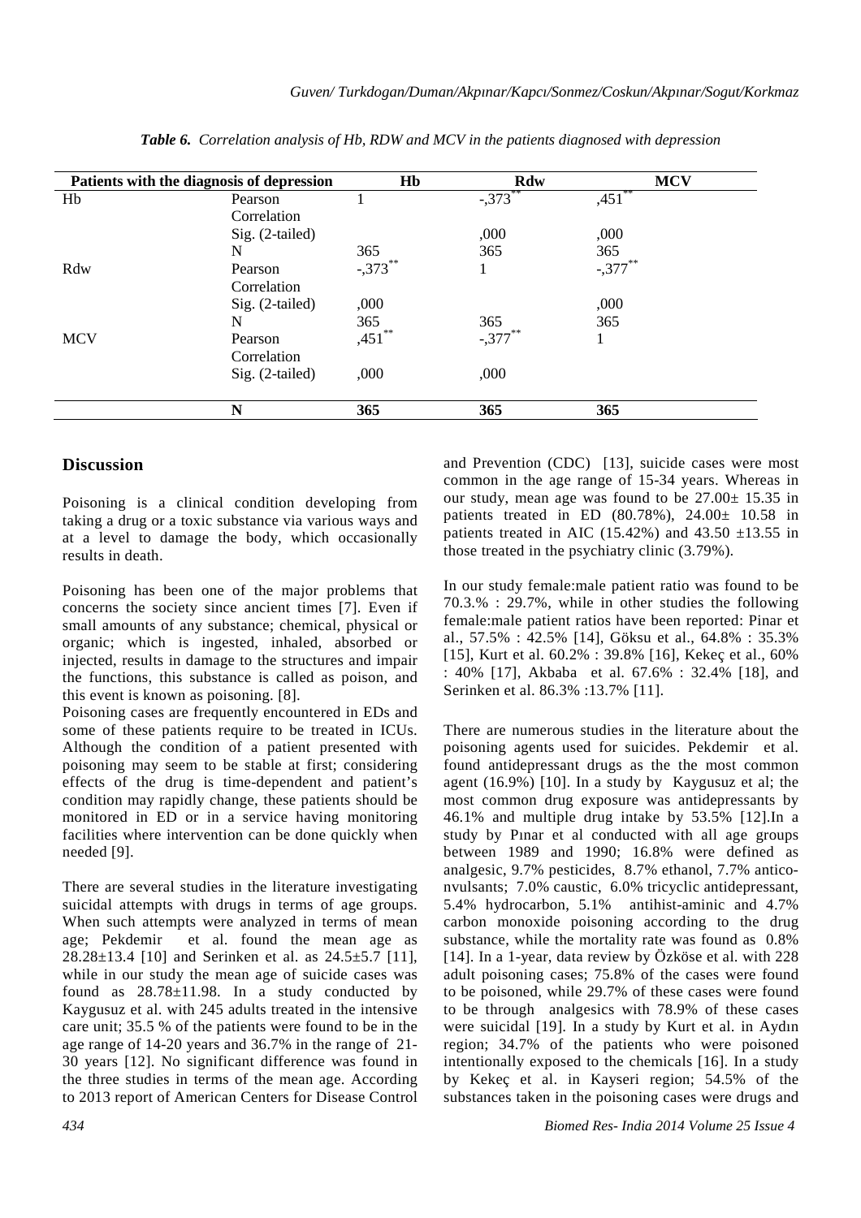*Table 6. Correlation analysis of Hb, RDW and MCV in the patients diagnosed with depression*

| Patients with the diagnosis of depression | | Hb | Rdw | MCV |
|---|---|---|---|---|
| Hb | Pearson Correlation | 1 | -,373** | ,451** |
| | Sig. (2-tailed) | | ,000 | ,000 |
| | N | 365 | 365 | 365 |
| Rdw | Pearson Correlation | -,373** | 1 | -,377** |
| | Sig. (2-tailed) | ,000 | | ,000 |
| | N | 365 | 365 | 365 |
| MCV | Pearson Correlation | ,451** | -,377** | 1 |
| | Sig. (2-tailed) | ,000 | ,000 | |
| | **N** | **365** | **365** | **365** |

## Discussion

Poisoning is a clinical condition developing from taking a drug or a toxic substance via various ways and at a level to damage the body, which occasionally results in death.

Poisoning has been one of the major problems that concerns the society since ancient times [7]. Even if small amounts of any substance; chemical, physical or organic; which is ingested, inhaled, absorbed or injected, results in damage to the structures and impair the functions, this substance is called as poison, and this event is known as poisoning. [8].

Poisoning cases are frequently encountered in EDs and some of these patients require to be treated in ICUs. Although the condition of a patient presented with poisoning may seem to be stable at first; considering effects of the drug is time-dependent and patient's condition may rapidly change, these patients should be monitored in ED or in a service having monitoring facilities where intervention can be done quickly when needed [9].

There are several studies in the literature investigating suicidal attempts with drugs in terms of age groups. When such attempts were analyzed in terms of mean age; Pekdemir et al. found the mean age as 28.28±13.4 [10] and Serinken et al. as 24.5±5.7 [11], while in our study the mean age of suicide cases was found as 28.78±11.98. In a study conducted by Kaygusuz et al. with 245 adults treated in the intensive care unit; 35.5 % of the patients were found to be in the age range of 14-20 years and 36.7% in the range of 21-30 years [12]. No significant difference was found in the three studies in terms of the mean age. According to 2013 report of American Centers for Disease Control and Prevention (CDC) [13], suicide cases were most common in the age range of 15-34 years. Whereas in our study, mean age was found to be 27.00± 15.35 in patients treated in ED (80.78%), 24.00± 10.58 in patients treated in AIC (15.42%) and 43.50 ±13.55 in those treated in the psychiatry clinic (3.79%).

In our study female:male patient ratio was found to be 70.3.% : 29.7%, while in other studies the following female:male patient ratios have been reported: Pinar et al., 57.5% : 42.5% [14], Göksu et al., 64.8% : 35.3% [15], Kurt et al. 60.2% : 39.8% [16], Kekeç et al., 60% : 40% [17], Akbaba et al. 67.6% : 32.4% [18], and Serinken et al. 86.3% :13.7% [11].

There are numerous studies in the literature about the poisoning agents used for suicides. Pekdemir et al. found antidepressant drugs as the the most common agent (16.9%) [10]. In a study by Kaygusuz et al; the most common drug exposure was antidepressants by 46.1% and multiple drug intake by 53.5% [12].In a study by Pınar et al conducted with all age groups between 1989 and 1990; 16.8% were defined as analgesic, 9.7% pesticides, 8.7% ethanol, 7.7% anticonvulsants; 7.0% caustic, 6.0% tricyclic antidepressant, 5.4% hydrocarbon, 5.1% antihist-aminic and 4.7% carbon monoxide poisoning according to the drug substance, while the mortality rate was found as 0.8% [14]. In a 1-year, data review by Özköse et al. with 228 adult poisoning cases; 75.8% of the cases were found to be poisoned, while 29.7% of these cases were found to be through analgesics with 78.9% of these cases were suicidal [19]. In a study by Kurt et al. in Aydın region; 34.7% of the patients who were poisoned intentionally exposed to the chemicals [16]. In a study by Kekeç et al. in Kayseri region; 54.5% of the substances taken in the poisoning cases were drugs and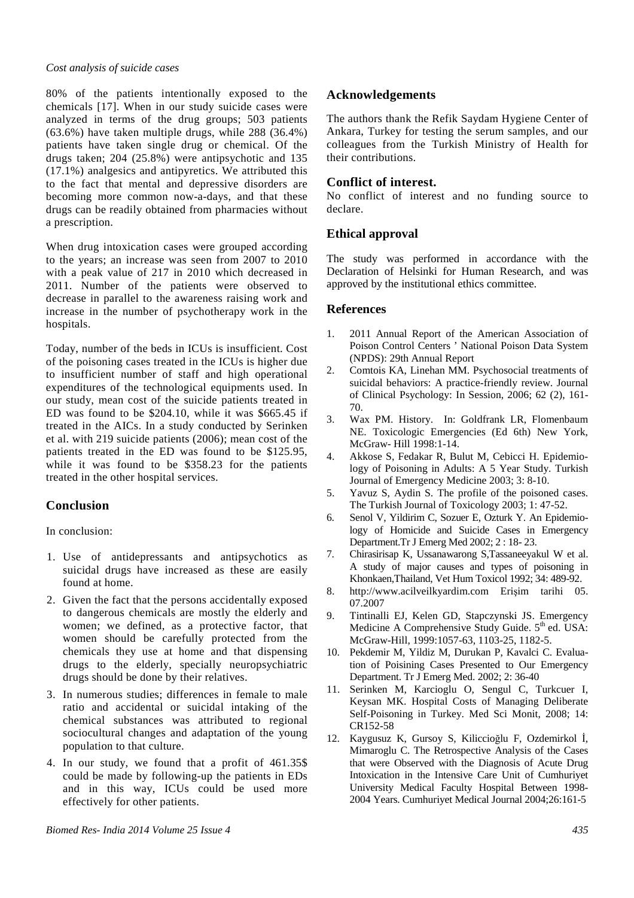80% of the patients intentionally exposed to the chemicals [17]. When in our study suicide cases were analyzed in terms of the drug groups; 503 patients (63.6%) have taken multiple drugs, while 288 (36.4%) patients have taken single drug or chemical. Of the drugs taken; 204 (25.8%) were antipsychotic and 135 (17.1%) analgesics and antipyretics. We attributed this to the fact that mental and depressive disorders are becoming more common now-a-days, and that these drugs can be readily obtained from pharmacies without a prescription.

When drug intoxication cases were grouped according to the years; an increase was seen from 2007 to 2010 with a peak value of 217 in 2010 which decreased in 2011. Number of the patients were observed to decrease in parallel to the awareness raising work and increase in the number of psychotherapy work in the hospitals.

Today, number of the beds in ICUs is insufficient. Cost of the poisoning cases treated in the ICUs is higher due to insufficient number of staff and high operational expenditures of the technological equipments used. In our study, mean cost of the suicide patients treated in ED was found to be $204.10, while it was $665.45 if treated in the AICs. In a study conducted by Serinken et al. with 219 suicide patients (2006); mean cost of the patients treated in the ED was found to be $125.95, while it was found to be $358.23 for the patients treated in the other hospital services.

## Conclusion

In conclusion:

1. Use of antidepressants and antipsychotics as suicidal drugs have increased as these are easily found at home.
2. Given the fact that the persons accidentally exposed to dangerous chemicals are mostly the elderly and women; we defined, as a protective factor, that women should be carefully protected from the chemicals they use at home and that dispensing drugs to the elderly, specially neuropsychiatric drugs should be done by their relatives.
3. In numerous studies; differences in female to male ratio and accidental or suicidal intaking of the chemical substances was attributed to regional sociocultural changes and adaptation of the young population to that culture.
4. In our study, we found that a profit of 461.35$ could be made by following-up the patients in EDs and in this way, ICUs could be used more effectively for other patients.

## Acknowledgements

The authors thank the Refik Saydam Hygiene Center of Ankara, Turkey for testing the serum samples, and our colleagues from the Turkish Ministry of Health for their contributions.

## Conflict of interest.

No conflict of interest and no funding source to declare.

## Ethical approval

The study was performed in accordance with the Declaration of Helsinki for Human Research, and was approved by the institutional ethics committee.

## References

1. 2011 Annual Report of the American Association of Poison Control Centers ' National Poison Data System (NPDS): 29th Annual Report
2. Comtois KA, Linehan MM. Psychosocial treatments of suicidal behaviors: A practice-friendly review. Journal of Clinical Psychology: In Session, 2006; 62 (2), 161-70.
3. Wax PM. History. In: Goldfrank LR, Flomenbaum NE. Toxicologic Emergencies (Ed 6th) New York, McGraw- Hill 1998:1-14.
4. Akkose S, Fedakar R, Bulut M, Cebicci H. Epidemiology of Poisoning in Adults: A 5 Year Study. Turkish Journal of Emergency Medicine 2003; 3: 8-10.
5. Yavuz S, Aydin S. The profile of the poisoned cases. The Turkish Journal of Toxicology 2003; 1: 47-52.
6. Senol V, Yildirim C, Sozuer E, Ozturk Y. An Epidemiology of Homicide and Suicide Cases in Emergency Department.Tr J Emerg Med 2002; 2 : 18- 23.
7. Chirasirisap K, Ussanawarong S,Tassaneeyakul W et al. A study of major causes and types of poisoning in Khonkaen,Thailand, Vet Hum Toxicol 1992; 34: 489-92.
8. http://www.acilveilkyardim.com Erişim tarihi 05. 07.2007
9. Tintinalli EJ, Kelen GD, Stapczynski JS. Emergency Medicine A Comprehensive Study Guide. 5th ed. USA: McGraw-Hill, 1999:1057-63, 1103-25, 1182-5.
10. Pekdemir M, Yildiz M, Durukan P, Kavalci C. Evaluation of Poisining Cases Presented to Our Emergency Department. Tr J Emerg Med. 2002; 2: 36-40
11. Serinken M, Karcioglu O, Sengul C, Turkcuer I, Keysan MK. Hospital Costs of Managing Deliberate Self-Poisoning in Turkey. Med Sci Monit, 2008; 14: CR152-58
12. Kaygusuz K, Gursoy S, Kiliccioğlu F, Ozdemirkol İ, Mimaroglu C. The Retrospective Analysis of the Cases that were Observed with the Diagnosis of Acute Drug Intoxication in the Intensive Care Unit of Cumhuriyet University Medical Faculty Hospital Between 1998-2004 Years. Cumhuriyet Medical Journal 2004;26:161-5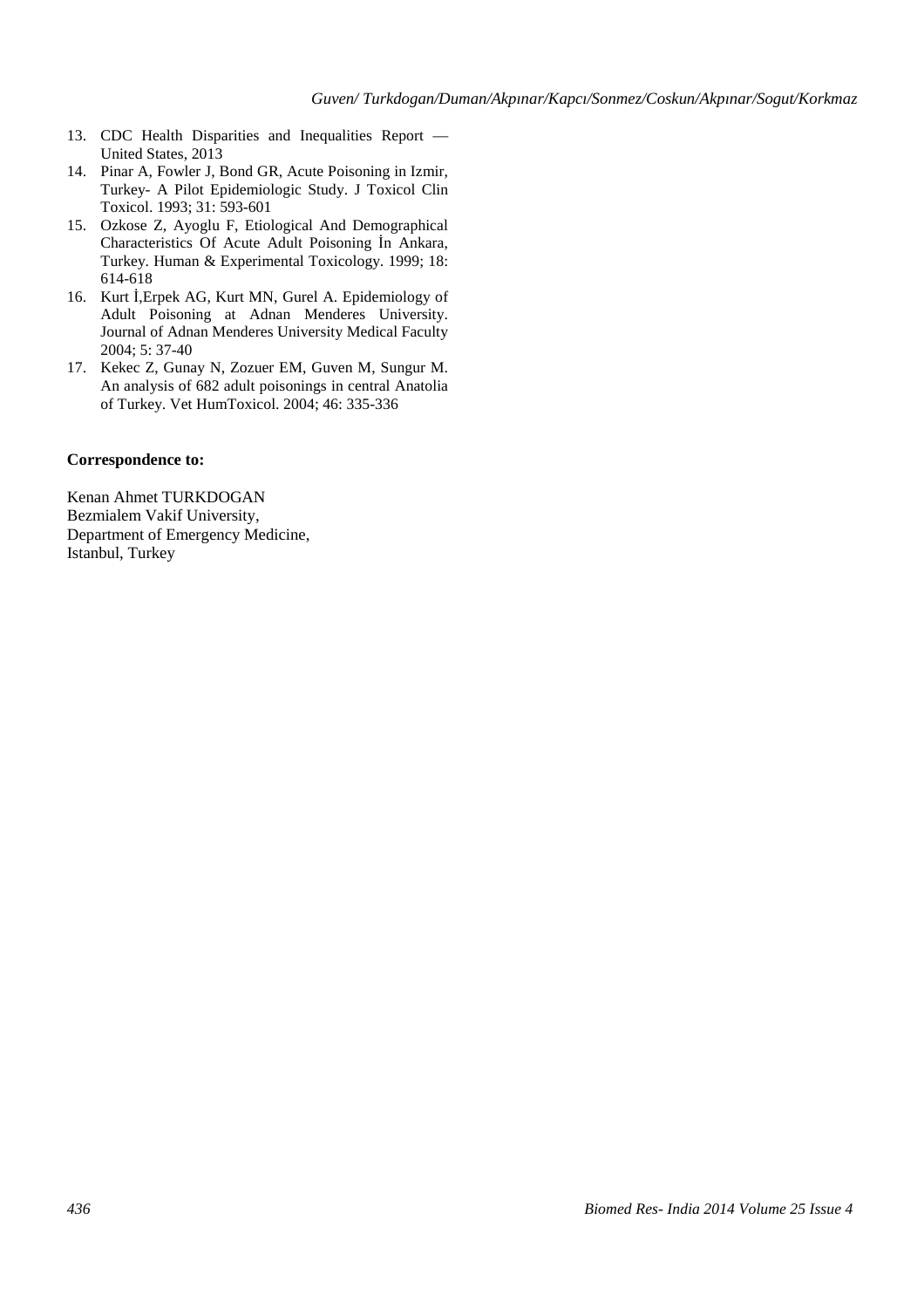13. CDC Health Disparities and Inequalities Report — United States, 2013
14. Pinar A, Fowler J, Bond GR, Acute Poisoning in Izmir, Turkey- A Pilot Epidemiologic Study. J Toxicol Clin Toxicol. 1993; 31: 593-601
15. Ozkose Z, Ayoglu F, Etiological And Demographical Characteristics Of Acute Adult Poisoning İn Ankara, Turkey. Human & Experimental Toxicology. 1999; 18: 614-618
16. Kurt İ,Erpek AG, Kurt MN, Gurel A. Epidemiology of Adult Poisoning at Adnan Menderes University. Journal of Adnan Menderes University Medical Faculty 2004; 5: 37-40
17. Kekec Z, Gunay N, Zozuer EM, Guven M, Sungur M. An analysis of 682 adult poisonings in central Anatolia of Turkey. Vet HumToxicol. 2004; 46: 335-336

**Correspondence to:**

Kenan Ahmet TURKDOGAN
Bezmialem Vakif University,
Department of Emergency Medicine,
Istanbul, Turkey